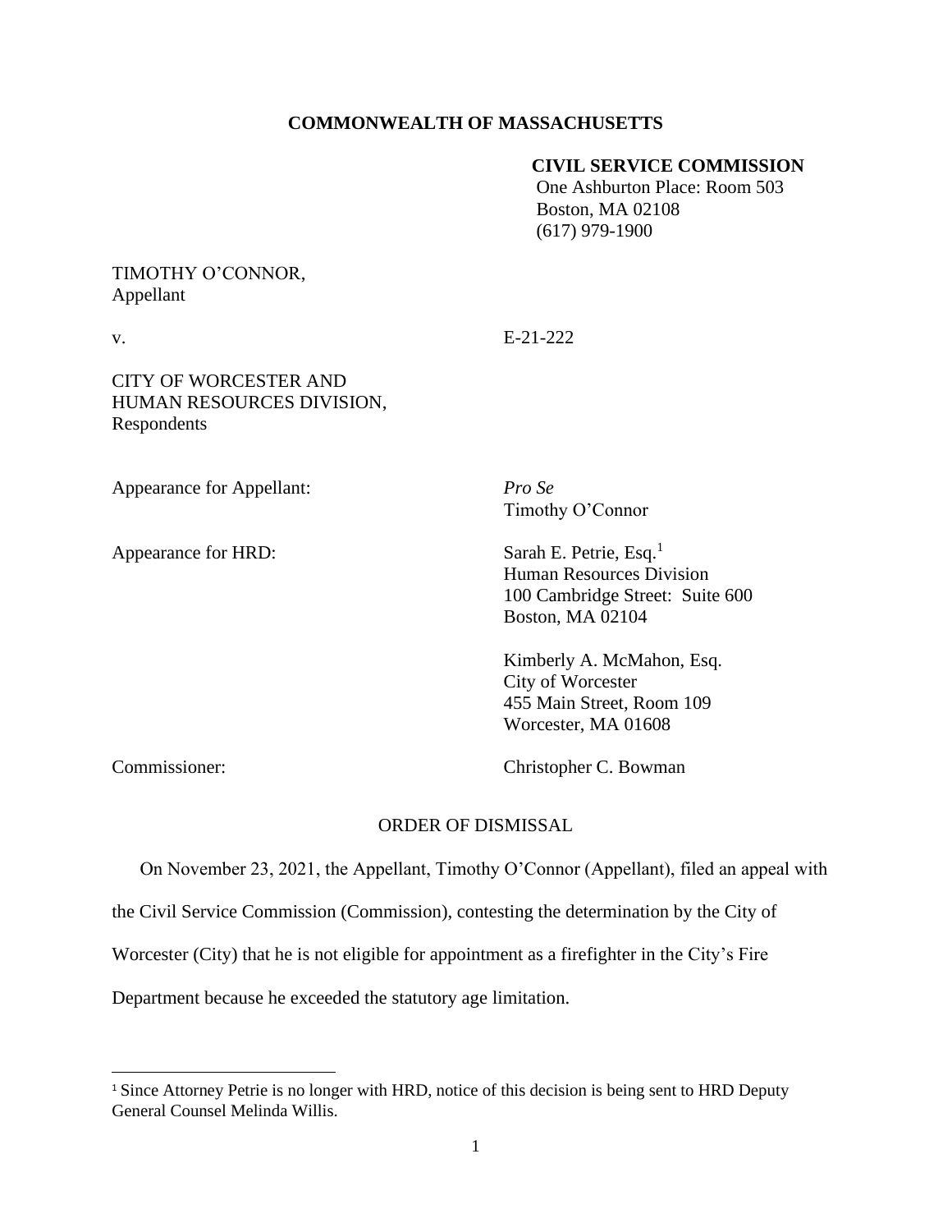**COMMONWEALTH OF MASSACHUSETTS**

**CIVIL SERVICE COMMISSION**
One Ashburton Place: Room 503
Boston, MA 02108
(617) 979-1900

TIMOTHY O'CONNOR,
Appellant

v. E-21-222

CITY OF WORCESTER AND
HUMAN RESOURCES DIVISION,
Respondents

Appearance for Appellant: *Pro Se*
Timothy O'Connor

Appearance for HRD: Sarah E. Petrie, Esq.[1]
Human Resources Division
100 Cambridge Street: Suite 600
Boston, MA 02104

Kimberly A. McMahon, Esq.
City of Worcester
455 Main Street, Room 109
Worcester, MA 01608

Commissioner: Christopher C. Bowman

ORDER OF DISMISSAL

On November 23, 2021, the Appellant, Timothy O'Connor (Appellant), filed an appeal with the Civil Service Commission (Commission), contesting the determination by the City of Worcester (City) that he is not eligible for appointment as a firefighter in the City's Fire Department because he exceeded the statutory age limitation.

---

[1] Since Attorney Petrie is no longer with HRD, notice of this decision is being sent to HRD Deputy General Counsel Melinda Willis.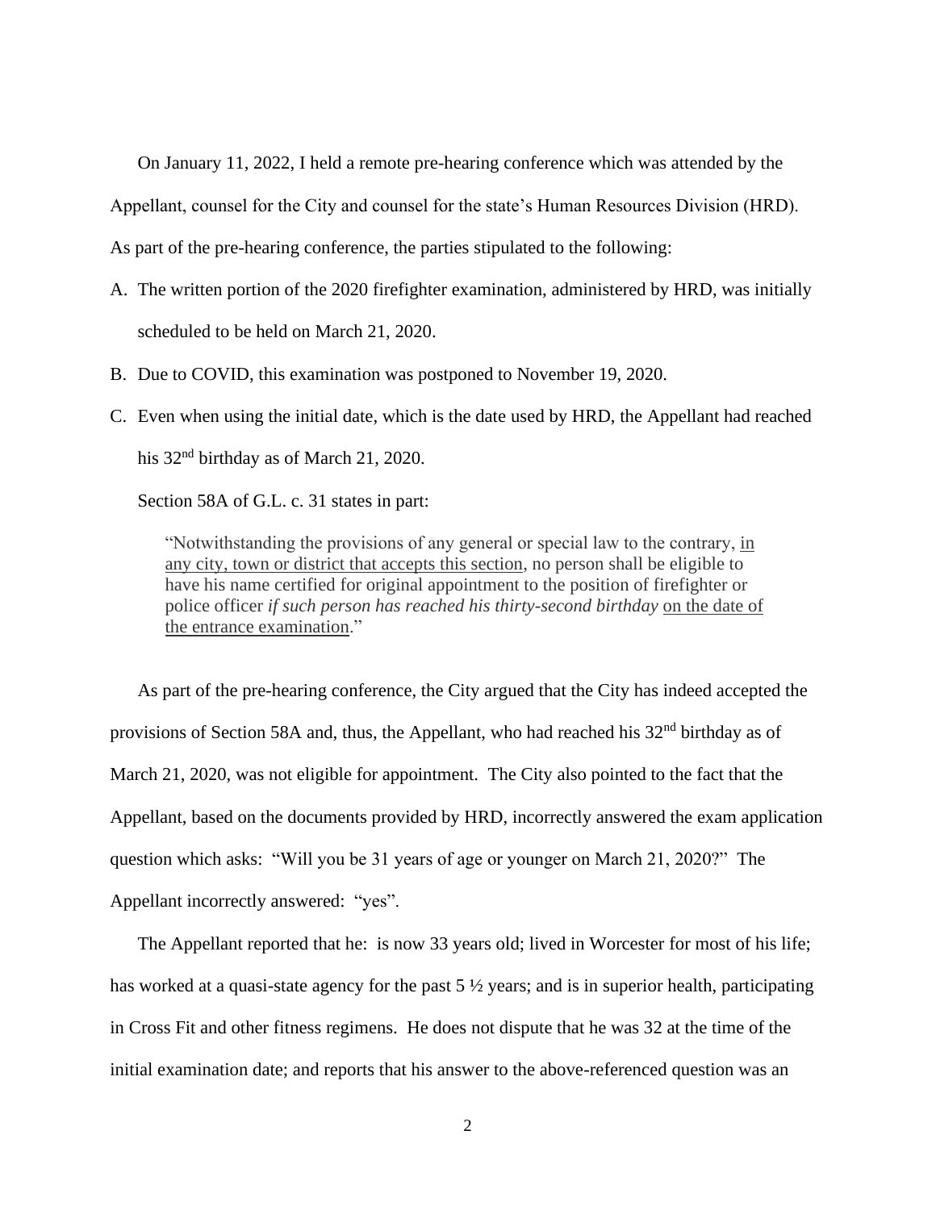On January 11, 2022, I held a remote pre-hearing conference which was attended by the Appellant, counsel for the City and counsel for the state's Human Resources Division (HRD). As part of the pre-hearing conference, the parties stipulated to the following:

A. The written portion of the 2020 firefighter examination, administered by HRD, was initially scheduled to be held on March 21, 2020.

B. Due to COVID, this examination was postponed to November 19, 2020.

C. Even when using the initial date, which is the date used by HRD, the Appellant had reached his 32nd birthday as of March 21, 2020.

Section 58A of G.L. c. 31 states in part:

> "Notwithstanding the provisions of any general or special law to the contrary, <u>in any city, town or district that accepts this section</u>, no person shall be eligible to have his name certified for original appointment to the position of firefighter or police officer *if such person has reached his thirty-second birthday* <u>on the date of the entrance examination</u>."

As part of the pre-hearing conference, the City argued that the City has indeed accepted the provisions of Section 58A and, thus, the Appellant, who had reached his 32nd birthday as of March 21, 2020, was not eligible for appointment. The City also pointed to the fact that the Appellant, based on the documents provided by HRD, incorrectly answered the exam application question which asks: "Will you be 31 years of age or younger on March 21, 2020?" The Appellant incorrectly answered: "yes".

The Appellant reported that he: is now 33 years old; lived in Worcester for most of his life; has worked at a quasi-state agency for the past 5 ½ years; and is in superior health, participating in Cross Fit and other fitness regimens. He does not dispute that he was 32 at the time of the initial examination date; and reports that his answer to the above-referenced question was an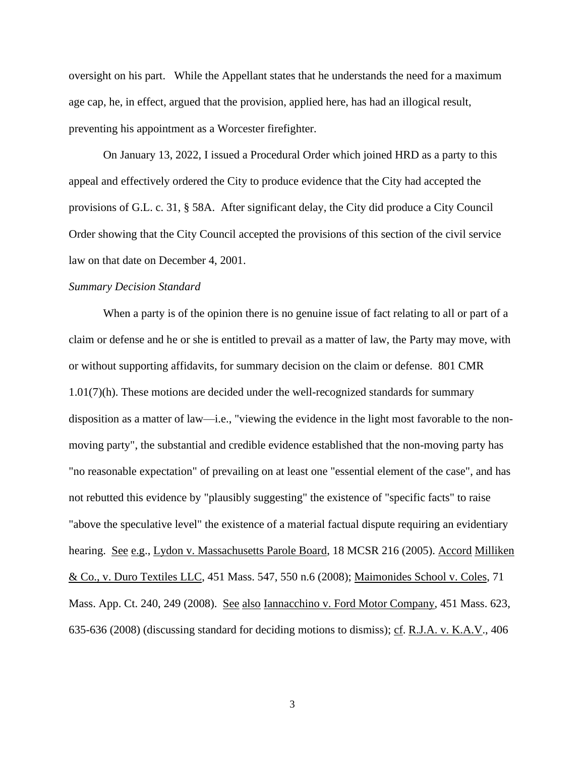oversight on his part. While the Appellant states that he understands the need for a maximum age cap, he, in effect, argued that the provision, applied here, has had an illogical result, preventing his appointment as a Worcester firefighter.

On January 13, 2022, I issued a Procedural Order which joined HRD as a party to this appeal and effectively ordered the City to produce evidence that the City had accepted the provisions of G.L. c. 31, § 58A. After significant delay, the City did produce a City Council Order showing that the City Council accepted the provisions of this section of the civil service law on that date on December 4, 2001.

*Summary Decision Standard*

When a party is of the opinion there is no genuine issue of fact relating to all or part of a claim or defense and he or she is entitled to prevail as a matter of law, the Party may move, with or without supporting affidavits, for summary decision on the claim or defense. 801 CMR 1.01(7)(h). These motions are decided under the well-recognized standards for summary disposition as a matter of law—i.e., "viewing the evidence in the light most favorable to the non-moving party", the substantial and credible evidence established that the non-moving party has "no reasonable expectation" of prevailing on at least one "essential element of the case", and has not rebutted this evidence by "plausibly suggesting" the existence of "specific facts" to raise "above the speculative level" the existence of a material factual dispute requiring an evidentiary hearing. See e.g., Lydon v. Massachusetts Parole Board, 18 MCSR 216 (2005). Accord Milliken & Co., v. Duro Textiles LLC, 451 Mass. 547, 550 n.6 (2008); Maimonides School v. Coles, 71 Mass. App. Ct. 240, 249 (2008). See also Iannacchino v. Ford Motor Company, 451 Mass. 623, 635-636 (2008) (discussing standard for deciding motions to dismiss); cf. R.J.A. v. K.A.V., 406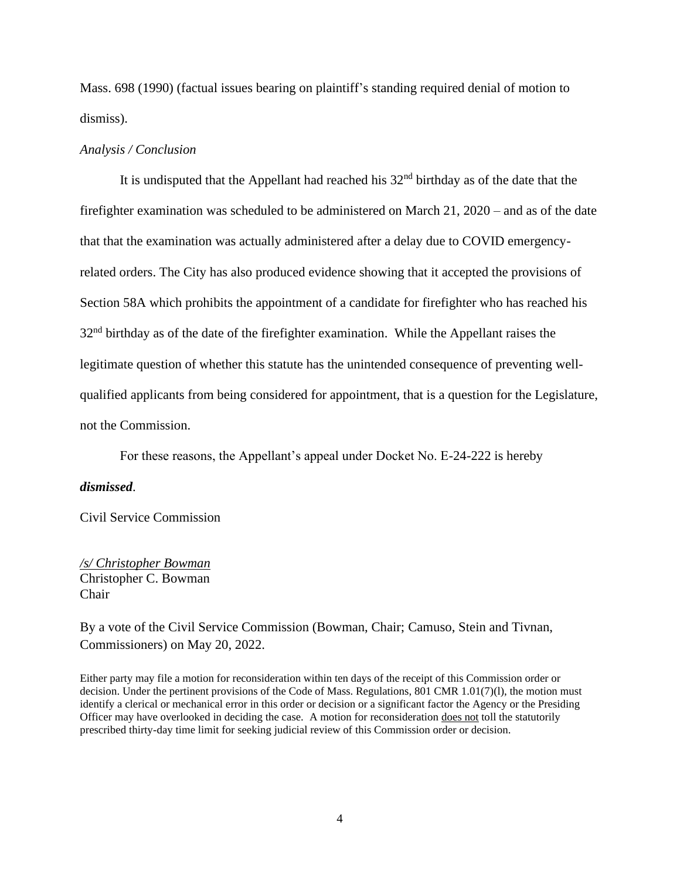Mass. 698 (1990) (factual issues bearing on plaintiff's standing required denial of motion to dismiss).

*Analysis / Conclusion*

It is undisputed that the Appellant had reached his 32nd birthday as of the date that the firefighter examination was scheduled to be administered on March 21, 2020 – and as of the date that that the examination was actually administered after a delay due to COVID emergency-related orders. The City has also produced evidence showing that it accepted the provisions of Section 58A which prohibits the appointment of a candidate for firefighter who has reached his 32nd birthday as of the date of the firefighter examination. While the Appellant raises the legitimate question of whether this statute has the unintended consequence of preventing well-qualified applicants from being considered for appointment, that is a question for the Legislature, not the Commission.

For these reasons, the Appellant's appeal under Docket No. E-24-222 is hereby ***dismissed***.

Civil Service Commission

*/s/ Christopher Bowman*
Christopher C. Bowman
Chair

By a vote of the Civil Service Commission (Bowman, Chair; Camuso, Stein and Tivnan, Commissioners) on May 20, 2022.

Either party may file a motion for reconsideration within ten days of the receipt of this Commission order or decision. Under the pertinent provisions of the Code of Mass. Regulations, 801 CMR 1.01(7)(l), the motion must identify a clerical or mechanical error in this order or decision or a significant factor the Agency or the Presiding Officer may have overlooked in deciding the case. A motion for reconsideration does not toll the statutorily prescribed thirty-day time limit for seeking judicial review of this Commission order or decision.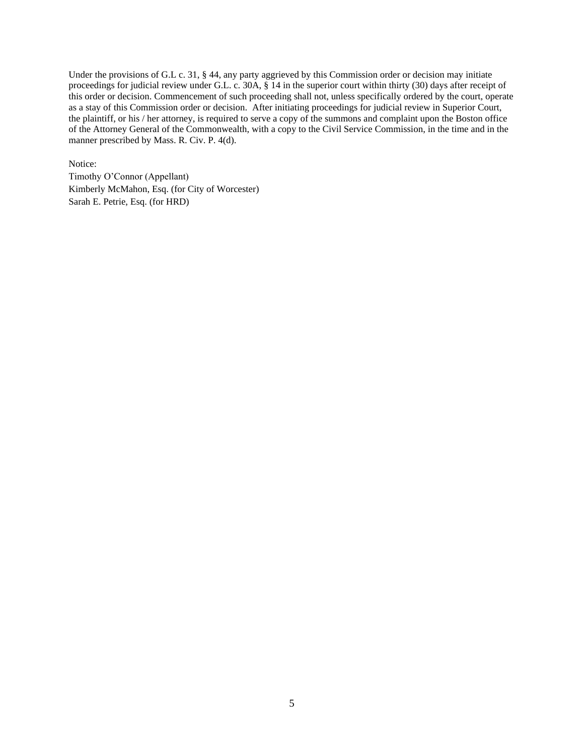Under the provisions of G.L c. 31, § 44, any party aggrieved by this Commission order or decision may initiate proceedings for judicial review under G.L. c. 30A, § 14 in the superior court within thirty (30) days after receipt of this order or decision. Commencement of such proceeding shall not, unless specifically ordered by the court, operate as a stay of this Commission order or decision. After initiating proceedings for judicial review in Superior Court, the plaintiff, or his / her attorney, is required to serve a copy of the summons and complaint upon the Boston office of the Attorney General of the Commonwealth, with a copy to the Civil Service Commission, in the time and in the manner prescribed by Mass. R. Civ. P. 4(d).

Notice:
Timothy O'Connor (Appellant)
Kimberly McMahon, Esq. (for City of Worcester)
Sarah E. Petrie, Esq. (for HRD)